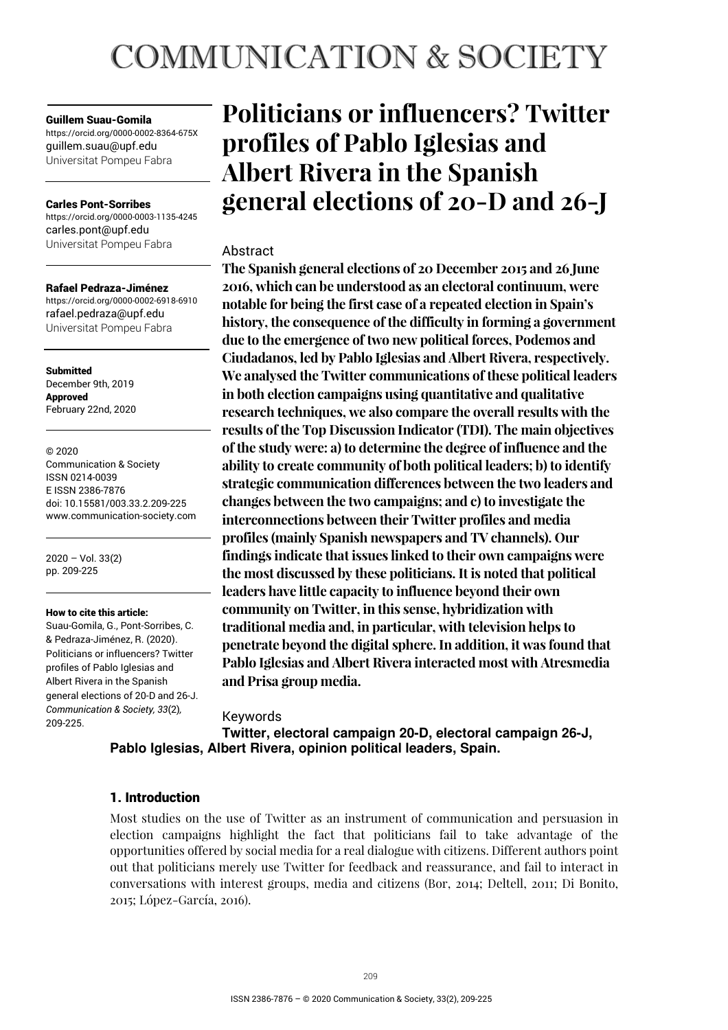# COMMUNICATION & SOCIETY

**Guillem Suau-Gomila**
https://orcid.org/0000-0002-8364-675X
guillem.suau@upf.edu
Universitat Pompeu Fabra

**Carles Pont-Sorribes**
https://orcid.org/0000-0003-1135-4245
carles.pont@upf.edu
Universitat Pompeu Fabra

**Rafael Pedraza-Jiménez**
https://orcid.org/0000-0002-6918-6910
rafael.pedraza@upf.edu
Universitat Pompeu Fabra

**Submitted**
December 9th, 2019
**Approved**
February 22nd, 2020

© 2020
Communication & Society
ISSN 0214-0039
E ISSN 2386-7876
doi: 10.15581/003.33.2.209-225
www.communication-society.com

2020 – Vol. 33(2)
pp. 209-225

**How to cite this article:**
Suau-Gomila, G., Pont-Sorribes, C. & Pedraza-Jiménez, R. (2020). Politicians or influencers? Twitter profiles of Pablo Iglesias and Albert Rivera in the Spanish general elections of 20-D and 26-J. *Communication & Society, 33*(2), 209-225.

# Politicians or influencers? Twitter profiles of Pablo Iglesias and Albert Rivera in the Spanish general elections of 20-D and 26-J

## Abstract

**The Spanish general elections of 20 December 2015 and 26 June 2016, which can be understood as an electoral continuum, were notable for being the first case of a repeated election in Spain's history, the consequence of the difficulty in forming a government due to the emergence of two new political forces, Podemos and Ciudadanos, led by Pablo Iglesias and Albert Rivera, respectively. We analysed the Twitter communications of these political leaders in both election campaigns using quantitative and qualitative research techniques, we also compare the overall results with the results of the Top Discussion Indicator (TDI). The main objectives of the study were: a) to determine the degree of influence and the ability to create community of both political leaders; b) to identify strategic communication differences between the two leaders and changes between the two campaigns; and c) to investigate the interconnections between their Twitter profiles and media profiles (mainly Spanish newspapers and TV channels). Our findings indicate that issues linked to their own campaigns were the most discussed by these politicians. It is noted that political leaders have little capacity to influence beyond their own community on Twitter, in this sense, hybridization with traditional media and, in particular, with television helps to penetrate beyond the digital sphere. In addition, it was found that Pablo Iglesias and Albert Rivera interacted most with Atresmedia and Prisa group media.**

## Keywords

**Twitter, electoral campaign 20-D, electoral campaign 26-J, Pablo Iglesias, Albert Rivera, opinion political leaders, Spain.**

## 1. Introduction

Most studies on the use of Twitter as an instrument of communication and persuasion in election campaigns highlight the fact that politicians fail to take advantage of the opportunities offered by social media for a real dialogue with citizens. Different authors point out that politicians merely use Twitter for feedback and reassurance, and fail to interact in conversations with interest groups, media and citizens (Bor, 2014; Deltell, 2011; Di Bonito, 2015; López-García, 2016).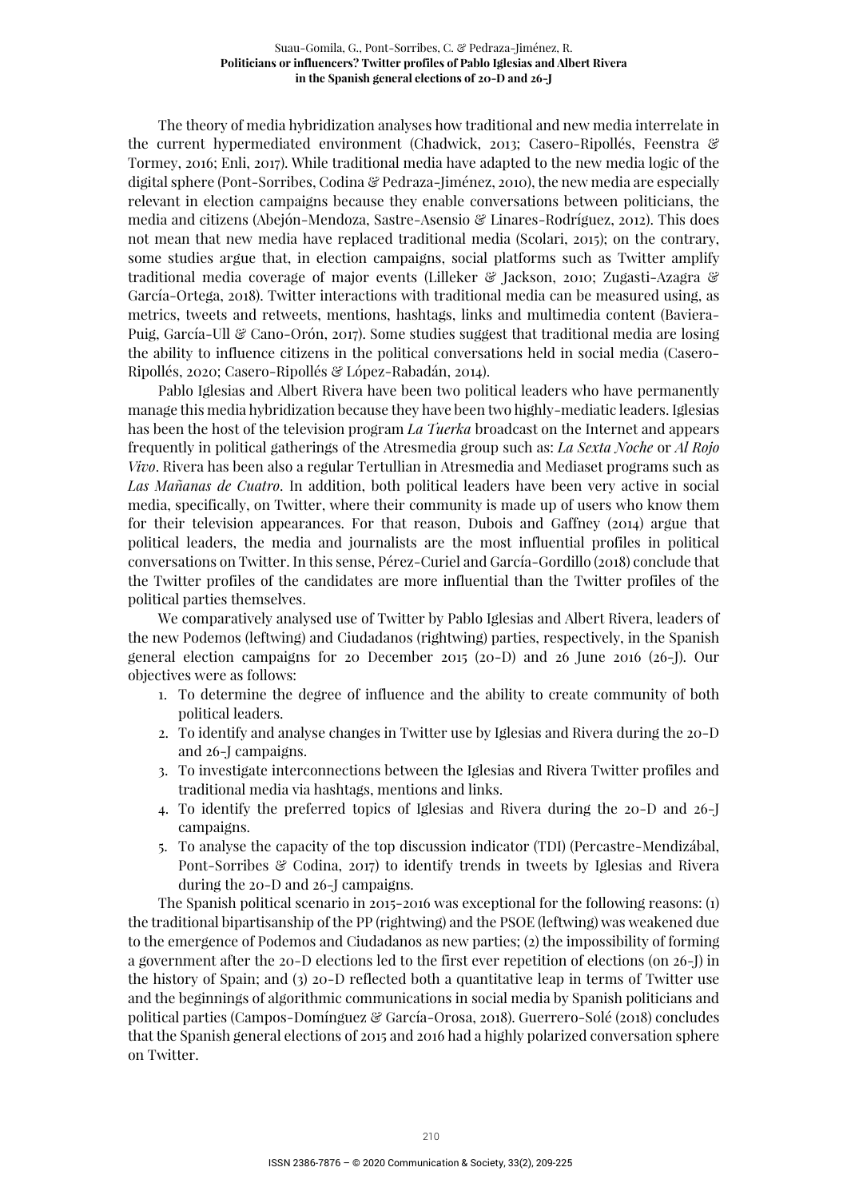The theory of media hybridization analyses how traditional and new media interrelate in the current hypermediated environment (Chadwick, 2013; Casero-Ripollés, Feenstra & Tormey, 2016; Enli, 2017). While traditional media have adapted to the new media logic of the digital sphere (Pont-Sorribes, Codina & Pedraza-Jiménez, 2010), the new media are especially relevant in election campaigns because they enable conversations between politicians, the media and citizens (Abejón-Mendoza, Sastre-Asensio & Linares-Rodríguez, 2012). This does not mean that new media have replaced traditional media (Scolari, 2015); on the contrary, some studies argue that, in election campaigns, social platforms such as Twitter amplify traditional media coverage of major events (Lilleker & Jackson, 2010; Zugasti-Azagra & García-Ortega, 2018). Twitter interactions with traditional media can be measured using, as metrics, tweets and retweets, mentions, hashtags, links and multimedia content (Baviera-Puig, García-Ull & Cano-Orón, 2017). Some studies suggest that traditional media are losing the ability to influence citizens in the political conversations held in social media (Casero-Ripollés, 2020; Casero-Ripollés & López-Rabadán, 2014).

Pablo Iglesias and Albert Rivera have been two political leaders who have permanently manage this media hybridization because they have been two highly-mediatic leaders. Iglesias has been the host of the television program *La Tuerka* broadcast on the Internet and appears frequently in political gatherings of the Atresmedia group such as: *La Sexta Noche* or *Al Rojo Vivo*. Rivera has been also a regular Tertullian in Atresmedia and Mediaset programs such as *Las Mañanas de Cuatro*. In addition, both political leaders have been very active in social media, specifically, on Twitter, where their community is made up of users who know them for their television appearances. For that reason, Dubois and Gaffney (2014) argue that political leaders, the media and journalists are the most influential profiles in political conversations on Twitter. In this sense, Pérez-Curiel and García-Gordillo (2018) conclude that the Twitter profiles of the candidates are more influential than the Twitter profiles of the political parties themselves.

We comparatively analysed use of Twitter by Pablo Iglesias and Albert Rivera, leaders of the new Podemos (leftwing) and Ciudadanos (rightwing) parties, respectively, in the Spanish general election campaigns for 20 December 2015 (20-D) and 26 June 2016 (26-J). Our objectives were as follows:

1. To determine the degree of influence and the ability to create community of both political leaders.
2. To identify and analyse changes in Twitter use by Iglesias and Rivera during the 20-D and 26-J campaigns.
3. To investigate interconnections between the Iglesias and Rivera Twitter profiles and traditional media via hashtags, mentions and links.
4. To identify the preferred topics of Iglesias and Rivera during the 20-D and 26-J campaigns.
5. To analyse the capacity of the top discussion indicator (TDI) (Percastre-Mendizábal, Pont-Sorribes & Codina, 2017) to identify trends in tweets by Iglesias and Rivera during the 20-D and 26-J campaigns.

The Spanish political scenario in 2015-2016 was exceptional for the following reasons: (1) the traditional bipartisanship of the PP (rightwing) and the PSOE (leftwing) was weakened due to the emergence of Podemos and Ciudadanos as new parties; (2) the impossibility of forming a government after the 20-D elections led to the first ever repetition of elections (on 26-J) in the history of Spain; and (3) 20-D reflected both a quantitative leap in terms of Twitter use and the beginnings of algorithmic communications in social media by Spanish politicians and political parties (Campos-Domínguez & García-Orosa, 2018). Guerrero-Solé (2018) concludes that the Spanish general elections of 2015 and 2016 had a highly polarized conversation sphere on Twitter.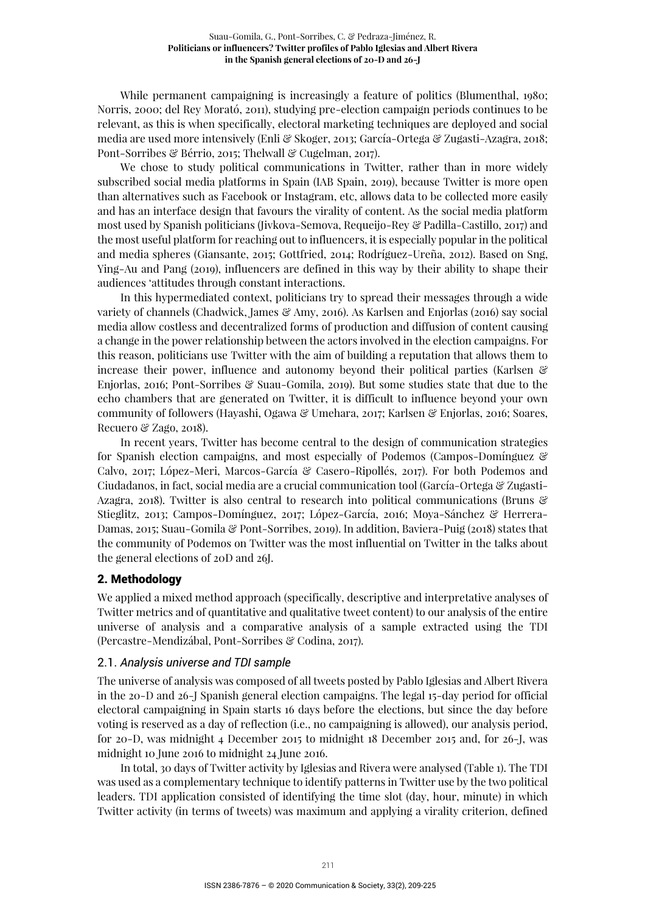While permanent campaigning is increasingly a feature of politics (Blumenthal, 1980; Norris, 2000; del Rey Morató, 2011), studying pre-election campaign periods continues to be relevant, as this is when specifically, electoral marketing techniques are deployed and social media are used more intensively (Enli & Skoger, 2013; García-Ortega & Zugasti-Azagra, 2018; Pont-Sorribes & Bérrio, 2015; Thelwall & Cugelman, 2017).

We chose to study political communications in Twitter, rather than in more widely subscribed social media platforms in Spain (IAB Spain, 2019), because Twitter is more open than alternatives such as Facebook or Instagram, etc, allows data to be collected more easily and has an interface design that favours the virality of content. As the social media platform most used by Spanish politicians (Jivkova-Semova, Requeijo-Rey & Padilla-Castillo, 2017) and the most useful platform for reaching out to influencers, it is especially popular in the political and media spheres (Giansante, 2015; Gottfried, 2014; Rodríguez-Ureña, 2012). Based on Sng, Ying-Au and Pang (2019), influencers are defined in this way by their ability to shape their audiences 'attitudes through constant interactions.

In this hypermediated context, politicians try to spread their messages through a wide variety of channels (Chadwick, James & Amy, 2016). As Karlsen and Enjorlas (2016) say social media allow costless and decentralized forms of production and diffusion of content causing a change in the power relationship between the actors involved in the election campaigns. For this reason, politicians use Twitter with the aim of building a reputation that allows them to increase their power, influence and autonomy beyond their political parties (Karlsen & Enjorlas, 2016; Pont-Sorribes & Suau-Gomila, 2019). But some studies state that due to the echo chambers that are generated on Twitter, it is difficult to influence beyond your own community of followers (Hayashi, Ogawa & Umehara, 2017; Karlsen & Enjorlas, 2016; Soares, Recuero & Zago, 2018).

In recent years, Twitter has become central to the design of communication strategies for Spanish election campaigns, and most especially of Podemos (Campos-Domínguez & Calvo, 2017; López-Meri, Marcos-García & Casero-Ripollés, 2017). For both Podemos and Ciudadanos, in fact, social media are a crucial communication tool (García-Ortega & Zugasti-Azagra, 2018). Twitter is also central to research into political communications (Bruns & Stieglitz, 2013; Campos-Domínguez, 2017; López-García, 2016; Moya-Sánchez & Herrera-Damas, 2015; Suau-Gomila & Pont-Sorribes, 2019). In addition, Baviera-Puig (2018) states that the community of Podemos on Twitter was the most influential on Twitter in the talks about the general elections of 20D and 26J.

## 2. Methodology

We applied a mixed method approach (specifically, descriptive and interpretative analyses of Twitter metrics and of quantitative and qualitative tweet content) to our analysis of the entire universe of analysis and a comparative analysis of a sample extracted using the TDI (Percastre-Mendizábal, Pont-Sorribes & Codina, 2017).

### 2.1. *Analysis universe and TDI sample*

The universe of analysis was composed of all tweets posted by Pablo Iglesias and Albert Rivera in the 20-D and 26-J Spanish general election campaigns. The legal 15-day period for official electoral campaigning in Spain starts 16 days before the elections, but since the day before voting is reserved as a day of reflection (i.e., no campaigning is allowed), our analysis period, for 20-D, was midnight 4 December 2015 to midnight 18 December 2015 and, for 26-J, was midnight 10 June 2016 to midnight 24 June 2016.

In total, 30 days of Twitter activity by Iglesias and Rivera were analysed (Table 1). The TDI was used as a complementary technique to identify patterns in Twitter use by the two political leaders. TDI application consisted of identifying the time slot (day, hour, minute) in which Twitter activity (in terms of tweets) was maximum and applying a virality criterion, defined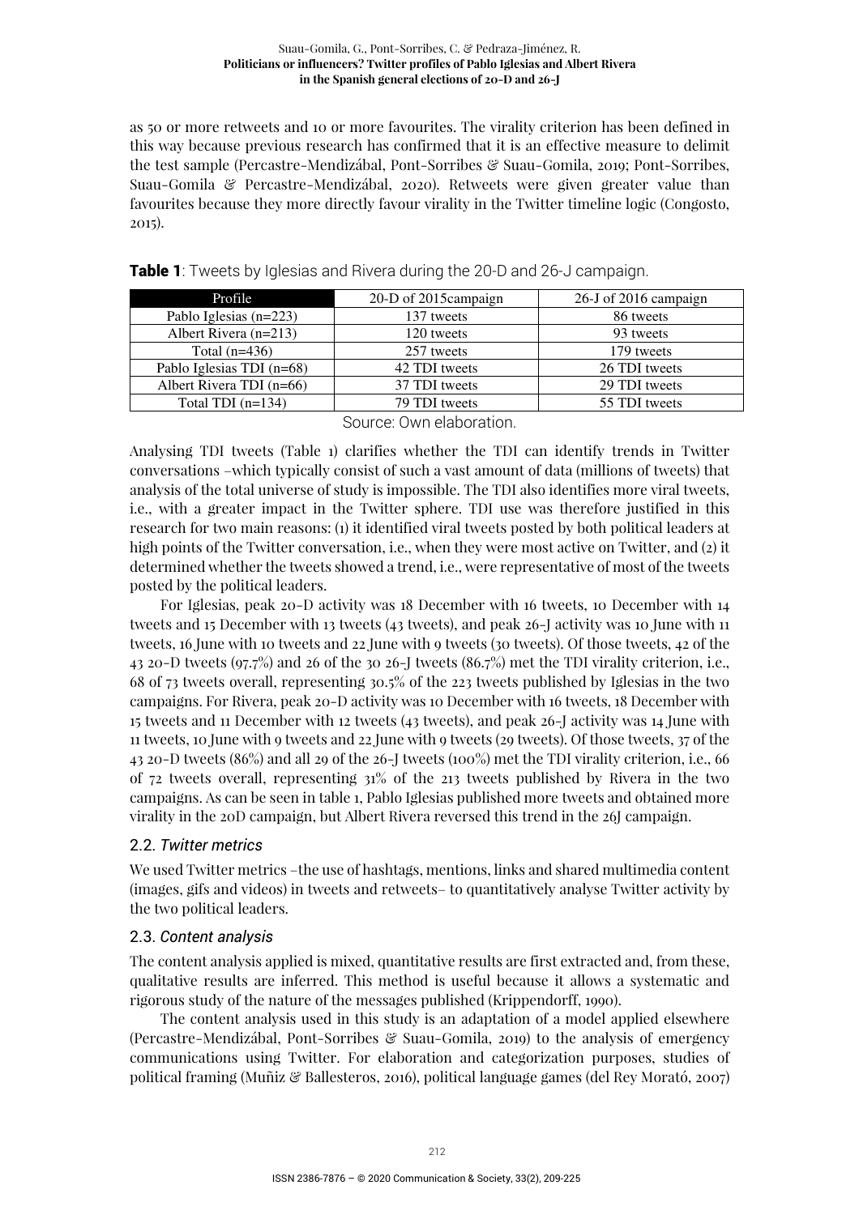as 50 or more retweets and 10 or more favourites. The virality criterion has been defined in this way because previous research has confirmed that it is an effective measure to delimit the test sample (Percastre-Mendizábal, Pont-Sorribes & Suau-Gomila, 2019; Pont-Sorribes, Suau-Gomila & Percastre-Mendizábal, 2020). Retweets were given greater value than favourites because they more directly favour virality in the Twitter timeline logic (Congosto, 2015).

**Table 1**: Tweets by Iglesias and Rivera during the 20-D and 26-J campaign.

| Profile | 20-D of 2015campaign | 26-J of 2016 campaign |
|---|---|---|
| Pablo Iglesias (n=223) | 137 tweets | 86 tweets |
| Albert Rivera (n=213) | 120 tweets | 93 tweets |
| Total (n=436) | 257 tweets | 179 tweets |
| Pablo Iglesias TDI (n=68) | 42 TDI tweets | 26 TDI tweets |
| Albert Rivera TDI (n=66) | 37 TDI tweets | 29 TDI tweets |
| Total TDI (n=134) | 79 TDI tweets | 55 TDI tweets |

Source: Own elaboration.

Analysing TDI tweets (Table 1) clarifies whether the TDI can identify trends in Twitter conversations –which typically consist of such a vast amount of data (millions of tweets) that analysis of the total universe of study is impossible. The TDI also identifies more viral tweets, i.e., with a greater impact in the Twitter sphere. TDI use was therefore justified in this research for two main reasons: (1) it identified viral tweets posted by both political leaders at high points of the Twitter conversation, i.e., when they were most active on Twitter, and (2) it determined whether the tweets showed a trend, i.e., were representative of most of the tweets posted by the political leaders.

For Iglesias, peak 20-D activity was 18 December with 16 tweets, 10 December with 14 tweets and 15 December with 13 tweets (43 tweets), and peak 26-J activity was 10 June with 11 tweets, 16 June with 10 tweets and 22 June with 9 tweets (30 tweets). Of those tweets, 42 of the 43 20-D tweets (97.7%) and 26 of the 30 26-J tweets (86.7%) met the TDI virality criterion, i.e., 68 of 73 tweets overall, representing 30.5% of the 223 tweets published by Iglesias in the two campaigns. For Rivera, peak 20-D activity was 10 December with 16 tweets, 18 December with 15 tweets and 11 December with 12 tweets (43 tweets), and peak 26-J activity was 14 June with 11 tweets, 10 June with 9 tweets and 22 June with 9 tweets (29 tweets). Of those tweets, 37 of the 43 20-D tweets (86%) and all 29 of the 26-J tweets (100%) met the TDI virality criterion, i.e., 66 of 72 tweets overall, representing 31% of the 213 tweets published by Rivera in the two campaigns. As can be seen in table 1, Pablo Iglesias published more tweets and obtained more virality in the 20D campaign, but Albert Rivera reversed this trend in the 26J campaign.

## 2.2. *Twitter metrics*

We used Twitter metrics –the use of hashtags, mentions, links and shared multimedia content (images, gifs and videos) in tweets and retweets– to quantitatively analyse Twitter activity by the two political leaders.

## 2.3. *Content analysis*

The content analysis applied is mixed, quantitative results are first extracted and, from these, qualitative results are inferred. This method is useful because it allows a systematic and rigorous study of the nature of the messages published (Krippendorff, 1990).

The content analysis used in this study is an adaptation of a model applied elsewhere (Percastre-Mendizábal, Pont-Sorribes & Suau-Gomila, 2019) to the analysis of emergency communications using Twitter. For elaboration and categorization purposes, studies of political framing (Muñiz & Ballesteros, 2016), political language games (del Rey Morató, 2007)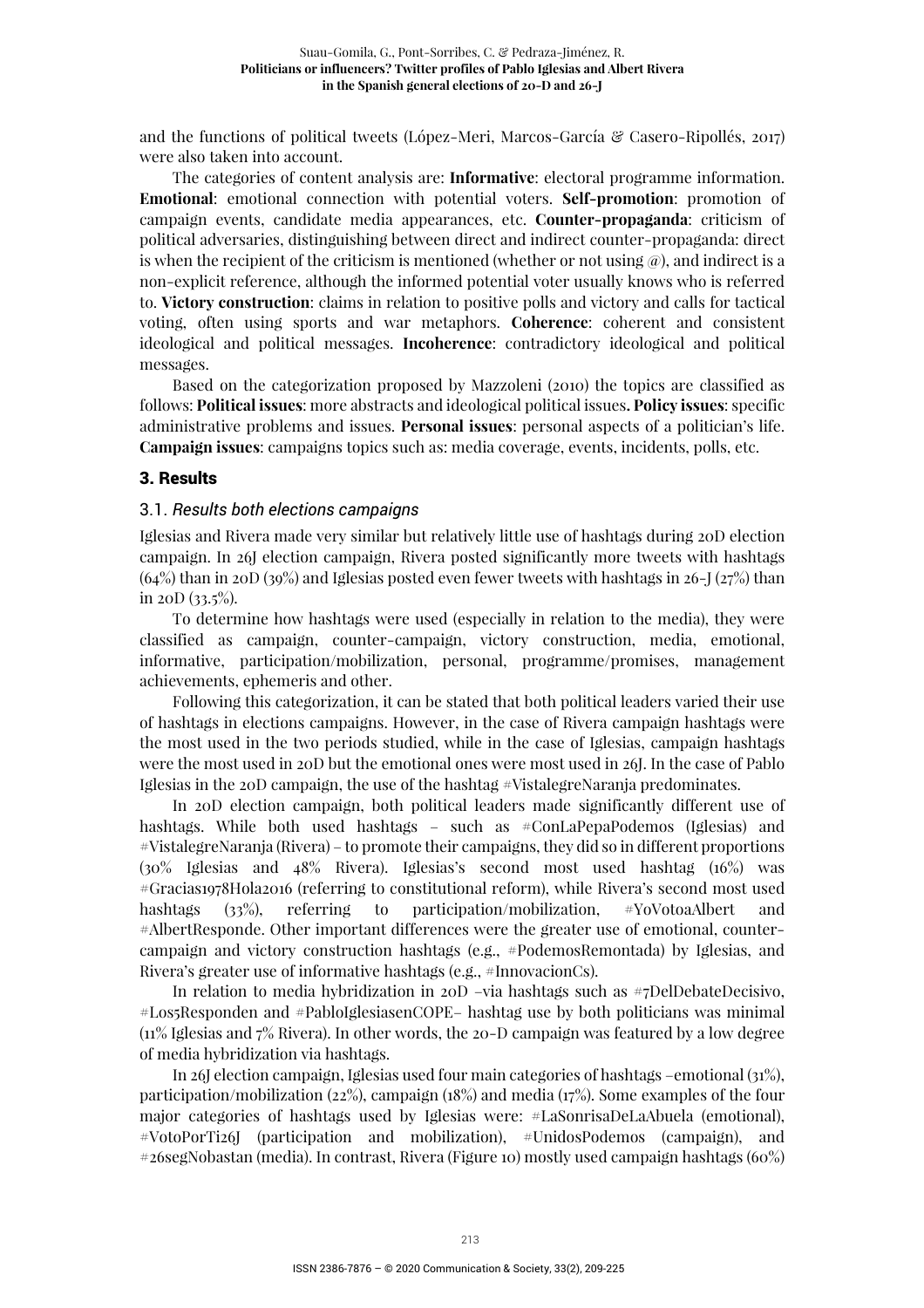and the functions of political tweets (López-Meri, Marcos-García & Casero-Ripollés, 2017) were also taken into account.

The categories of content analysis are: **Informative**: electoral programme information. **Emotional**: emotional connection with potential voters. **Self-promotion**: promotion of campaign events, candidate media appearances, etc. **Counter-propaganda**: criticism of political adversaries, distinguishing between direct and indirect counter-propaganda: direct is when the recipient of the criticism is mentioned (whether or not using @), and indirect is a non-explicit reference, although the informed potential voter usually knows who is referred to. **Victory construction**: claims in relation to positive polls and victory and calls for tactical voting, often using sports and war metaphors. **Coherence**: coherent and consistent ideological and political messages. **Incoherence**: contradictory ideological and political messages.

Based on the categorization proposed by Mazzoleni (2010) the topics are classified as follows: **Political issues**: more abstracts and ideological political issues**. Policy issues**: specific administrative problems and issues. **Personal issues**: personal aspects of a politician's life. **Campaign issues**: campaigns topics such as: media coverage, events, incidents, polls, etc.

## 3. Results

### 3.1. *Results both elections campaigns*

Iglesias and Rivera made very similar but relatively little use of hashtags during 20D election campaign. In 26J election campaign, Rivera posted significantly more tweets with hashtags (64%) than in 20D (39%) and Iglesias posted even fewer tweets with hashtags in 26-J (27%) than in 20D (33.5%).

To determine how hashtags were used (especially in relation to the media), they were classified as campaign, counter-campaign, victory construction, media, emotional, informative, participation/mobilization, personal, programme/promises, management achievements, ephemeris and other.

Following this categorization, it can be stated that both political leaders varied their use of hashtags in elections campaigns. However, in the case of Rivera campaign hashtags were the most used in the two periods studied, while in the case of Iglesias, campaign hashtags were the most used in 20D but the emotional ones were most used in 26J. In the case of Pablo Iglesias in the 20D campaign, the use of the hashtag #VistalegreNaranja predominates.

In 20D election campaign, both political leaders made significantly different use of hashtags. While both used hashtags – such as #ConLaPepaPodemos (Iglesias) and #VistalegreNaranja (Rivera) – to promote their campaigns, they did so in different proportions (30% Iglesias and 48% Rivera). Iglesias's second most used hashtag (16%) was #Gracias1978Hola2016 (referring to constitutional reform), while Rivera's second most used hashtags (33%), referring to participation/mobilization, #YoVotoaAlbert and #AlbertResponde. Other important differences were the greater use of emotional, counter-campaign and victory construction hashtags (e.g., #PodemosRemontada) by Iglesias, and Rivera's greater use of informative hashtags (e.g., #InnovacionCs).

In relation to media hybridization in 20D –via hashtags such as #7DelDebateDecisivo, #Los5Responden and #PabloIglesiasenCOPE– hashtag use by both politicians was minimal (11% Iglesias and 7% Rivera). In other words, the 20-D campaign was featured by a low degree of media hybridization via hashtags.

In 26J election campaign, Iglesias used four main categories of hashtags –emotional (31%), participation/mobilization (22%), campaign (18%) and media (17%). Some examples of the four major categories of hashtags used by Iglesias were: #LaSonrisaDeLaAbuela (emotional), #VotoPorTi26J (participation and mobilization), #UnidosPodemos (campaign), and #26segNobastan (media). In contrast, Rivera (Figure 10) mostly used campaign hashtags (60%)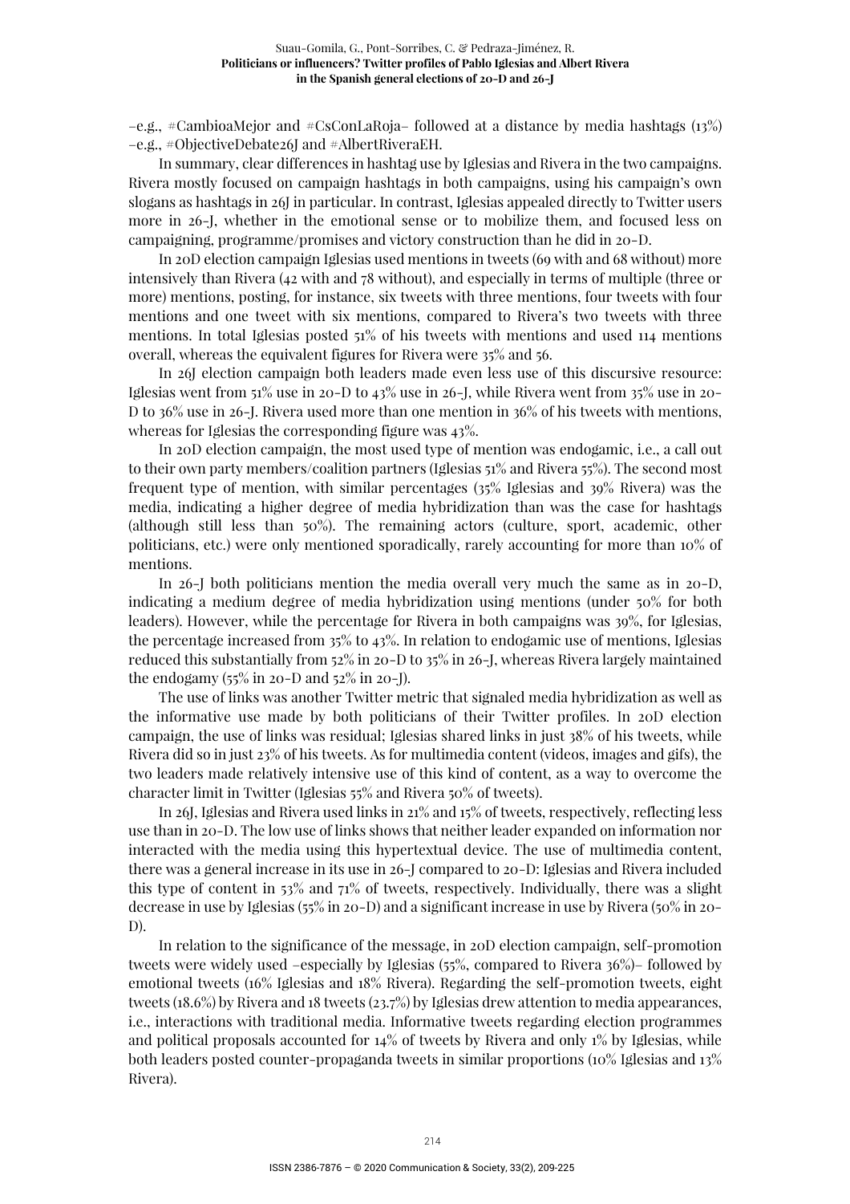–e.g., #CambioaMejor and #CsConLaRoja– followed at a distance by media hashtags (13%) –e.g., #ObjectiveDebate26J and #AlbertRiveraEH.

In summary, clear differences in hashtag use by Iglesias and Rivera in the two campaigns. Rivera mostly focused on campaign hashtags in both campaigns, using his campaign's own slogans as hashtags in 26J in particular. In contrast, Iglesias appealed directly to Twitter users more in 26-J, whether in the emotional sense or to mobilize them, and focused less on campaigning, programme/promises and victory construction than he did in 20-D.

In 20D election campaign Iglesias used mentions in tweets (69 with and 68 without) more intensively than Rivera (42 with and 78 without), and especially in terms of multiple (three or more) mentions, posting, for instance, six tweets with three mentions, four tweets with four mentions and one tweet with six mentions, compared to Rivera's two tweets with three mentions. In total Iglesias posted 51% of his tweets with mentions and used 114 mentions overall, whereas the equivalent figures for Rivera were 35% and 56.

In 26J election campaign both leaders made even less use of this discursive resource: Iglesias went from 51% use in 20-D to 43% use in 26-J, while Rivera went from 35% use in 20-D to 36% use in 26-J. Rivera used more than one mention in 36% of his tweets with mentions, whereas for Iglesias the corresponding figure was 43%.

In 20D election campaign, the most used type of mention was endogamic, i.e., a call out to their own party members/coalition partners (Iglesias 51% and Rivera 55%). The second most frequent type of mention, with similar percentages (35% Iglesias and 39% Rivera) was the media, indicating a higher degree of media hybridization than was the case for hashtags (although still less than 50%). The remaining actors (culture, sport, academic, other politicians, etc.) were only mentioned sporadically, rarely accounting for more than 10% of mentions.

In 26-J both politicians mention the media overall very much the same as in 20-D, indicating a medium degree of media hybridization using mentions (under 50% for both leaders). However, while the percentage for Rivera in both campaigns was 39%, for Iglesias, the percentage increased from 35% to 43%. In relation to endogamic use of mentions, Iglesias reduced this substantially from 52% in 20-D to 35% in 26-J, whereas Rivera largely maintained the endogamy (55% in 20-D and 52% in 20-J).

The use of links was another Twitter metric that signaled media hybridization as well as the informative use made by both politicians of their Twitter profiles. In 20D election campaign, the use of links was residual; Iglesias shared links in just 38% of his tweets, while Rivera did so in just 23% of his tweets. As for multimedia content (videos, images and gifs), the two leaders made relatively intensive use of this kind of content, as a way to overcome the character limit in Twitter (Iglesias 55% and Rivera 50% of tweets).

In 26J, Iglesias and Rivera used links in 21% and 15% of tweets, respectively, reflecting less use than in 20-D. The low use of links shows that neither leader expanded on information nor interacted with the media using this hypertextual device. The use of multimedia content, there was a general increase in its use in 26-J compared to 20-D: Iglesias and Rivera included this type of content in 53% and 71% of tweets, respectively. Individually, there was a slight decrease in use by Iglesias (55% in 20-D) and a significant increase in use by Rivera (50% in 20-D).

In relation to the significance of the message, in 20D election campaign, self-promotion tweets were widely used –especially by Iglesias (55%, compared to Rivera 36%)– followed by emotional tweets (16% Iglesias and 18% Rivera). Regarding the self-promotion tweets, eight tweets (18.6%) by Rivera and 18 tweets (23.7%) by Iglesias drew attention to media appearances, i.e., interactions with traditional media. Informative tweets regarding election programmes and political proposals accounted for 14% of tweets by Rivera and only 1% by Iglesias, while both leaders posted counter-propaganda tweets in similar proportions (10% Iglesias and 13% Rivera).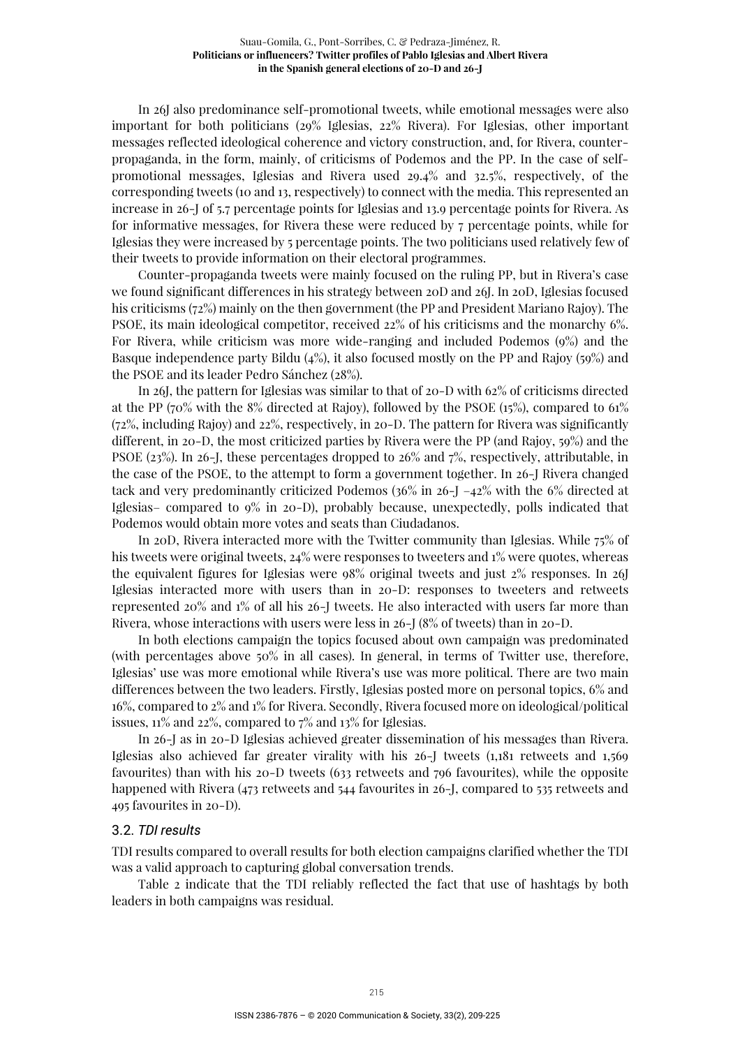In 26J also predominance self-promotional tweets, while emotional messages were also important for both politicians (29% Iglesias, 22% Rivera). For Iglesias, other important messages reflected ideological coherence and victory construction, and, for Rivera, counter-propaganda, in the form, mainly, of criticisms of Podemos and the PP. In the case of self-promotional messages, Iglesias and Rivera used 29.4% and 32.5%, respectively, of the corresponding tweets (10 and 13, respectively) to connect with the media. This represented an increase in 26-J of 5.7 percentage points for Iglesias and 13.9 percentage points for Rivera. As for informative messages, for Rivera these were reduced by 7 percentage points, while for Iglesias they were increased by 5 percentage points. The two politicians used relatively few of their tweets to provide information on their electoral programmes.

Counter-propaganda tweets were mainly focused on the ruling PP, but in Rivera's case we found significant differences in his strategy between 20D and 26J. In 20D, Iglesias focused his criticisms (72%) mainly on the then government (the PP and President Mariano Rajoy). The PSOE, its main ideological competitor, received 22% of his criticisms and the monarchy 6%. For Rivera, while criticism was more wide-ranging and included Podemos (9%) and the Basque independence party Bildu (4%), it also focused mostly on the PP and Rajoy (59%) and the PSOE and its leader Pedro Sánchez (28%).

In 26J, the pattern for Iglesias was similar to that of 20-D with 62% of criticisms directed at the PP (70% with the 8% directed at Rajoy), followed by the PSOE (15%), compared to 61% (72%, including Rajoy) and 22%, respectively, in 20-D. The pattern for Rivera was significantly different, in 20-D, the most criticized parties by Rivera were the PP (and Rajoy, 59%) and the PSOE (23%). In 26-J, these percentages dropped to 26% and 7%, respectively, attributable, in the case of the PSOE, to the attempt to form a government together. In 26-J Rivera changed tack and very predominantly criticized Podemos (36% in 26-J –42% with the 6% directed at Iglesias– compared to 9% in 20-D), probably because, unexpectedly, polls indicated that Podemos would obtain more votes and seats than Ciudadanos.

In 20D, Rivera interacted more with the Twitter community than Iglesias. While 75% of his tweets were original tweets, 24% were responses to tweeters and 1% were quotes, whereas the equivalent figures for Iglesias were 98% original tweets and just 2% responses. In 26J Iglesias interacted more with users than in 20-D: responses to tweeters and retweets represented 20% and 1% of all his 26-J tweets. He also interacted with users far more than Rivera, whose interactions with users were less in 26-J (8% of tweets) than in 20-D.

In both elections campaign the topics focused about own campaign was predominated (with percentages above 50% in all cases). In general, in terms of Twitter use, therefore, Iglesias' use was more emotional while Rivera's use was more political. There are two main differences between the two leaders. Firstly, Iglesias posted more on personal topics, 6% and 16%, compared to 2% and 1% for Rivera. Secondly, Rivera focused more on ideological/political issues, 11% and 22%, compared to 7% and 13% for Iglesias.

In 26-J as in 20-D Iglesias achieved greater dissemination of his messages than Rivera. Iglesias also achieved far greater virality with his 26-J tweets (1,181 retweets and 1,569 favourites) than with his 20-D tweets (633 retweets and 796 favourites), while the opposite happened with Rivera (473 retweets and 544 favourites in 26-J, compared to 535 retweets and 495 favourites in 20-D).

## 3.2. *TDI results*

TDI results compared to overall results for both election campaigns clarified whether the TDI was a valid approach to capturing global conversation trends.

Table 2 indicate that the TDI reliably reflected the fact that use of hashtags by both leaders in both campaigns was residual.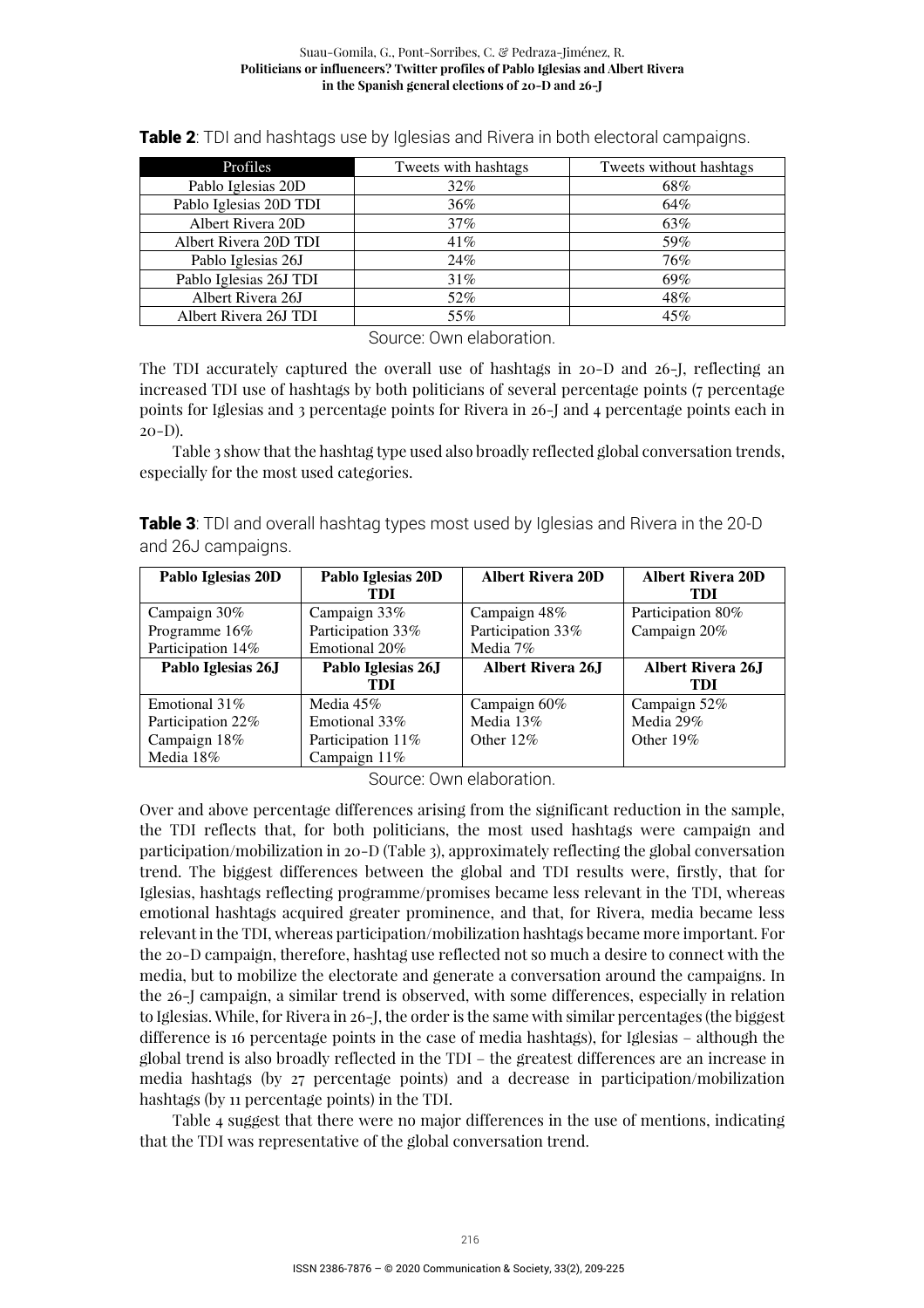**Table 2**: TDI and hashtags use by Iglesias and Rivera in both electoral campaigns.

| Profiles | Tweets with hashtags | Tweets without hashtags |
|---|---|---|
| Pablo Iglesias 20D | 32% | 68% |
| Pablo Iglesias 20D TDI | 36% | 64% |
| Albert Rivera 20D | 37% | 63% |
| Albert Rivera 20D TDI | 41% | 59% |
| Pablo Iglesias 26J | 24% | 76% |
| Pablo Iglesias 26J TDI | 31% | 69% |
| Albert Rivera 26J | 52% | 48% |
| Albert Rivera 26J TDI | 55% | 45% |

Source: Own elaboration.

The TDI accurately captured the overall use of hashtags in 20-D and 26-J, reflecting an increased TDI use of hashtags by both politicians of several percentage points (7 percentage points for Iglesias and 3 percentage points for Rivera in 26-J and 4 percentage points each in 20-D).

Table 3 show that the hashtag type used also broadly reflected global conversation trends, especially for the most used categories.

**Table 3**: TDI and overall hashtag types most used by Iglesias and Rivera in the 20-D and 26J campaigns.

| **Pablo Iglesias 20D** | **Pablo Iglesias 20D TDI** | **Albert Rivera 20D** | **Albert Rivera 20D TDI** |
|---|---|---|---|
| Campaign 30%<br>Programme 16%<br>Participation 14% | Campaign 33%<br>Participation 33%<br>Emotional 20% | Campaign 48%<br>Participation 33%<br>Media 7% | Participation 80%<br>Campaign 20% |
| **Pablo Iglesias 26J** | **Pablo Iglesias 26J TDI** | **Albert Rivera 26J** | **Albert Rivera 26J TDI** |
| Emotional 31%<br>Participation 22%<br>Campaign 18%<br>Media 18% | Media 45%<br>Emotional 33%<br>Participation 11%<br>Campaign 11% | Campaign 60%<br>Media 13%<br>Other 12% | Campaign 52%<br>Media 29%<br>Other 19% |

Source: Own elaboration.

Over and above percentage differences arising from the significant reduction in the sample, the TDI reflects that, for both politicians, the most used hashtags were campaign and participation/mobilization in 20-D (Table 3), approximately reflecting the global conversation trend. The biggest differences between the global and TDI results were, firstly, that for Iglesias, hashtags reflecting programme/promises became less relevant in the TDI, whereas emotional hashtags acquired greater prominence, and that, for Rivera, media became less relevant in the TDI, whereas participation/mobilization hashtags became more important. For the 20-D campaign, therefore, hashtag use reflected not so much a desire to connect with the media, but to mobilize the electorate and generate a conversation around the campaigns. In the 26-J campaign, a similar trend is observed, with some differences, especially in relation to Iglesias. While, for Rivera in 26-J, the order is the same with similar percentages (the biggest difference is 16 percentage points in the case of media hashtags), for Iglesias – although the global trend is also broadly reflected in the TDI – the greatest differences are an increase in media hashtags (by 27 percentage points) and a decrease in participation/mobilization hashtags (by 11 percentage points) in the TDI.

Table 4 suggest that there were no major differences in the use of mentions, indicating that the TDI was representative of the global conversation trend.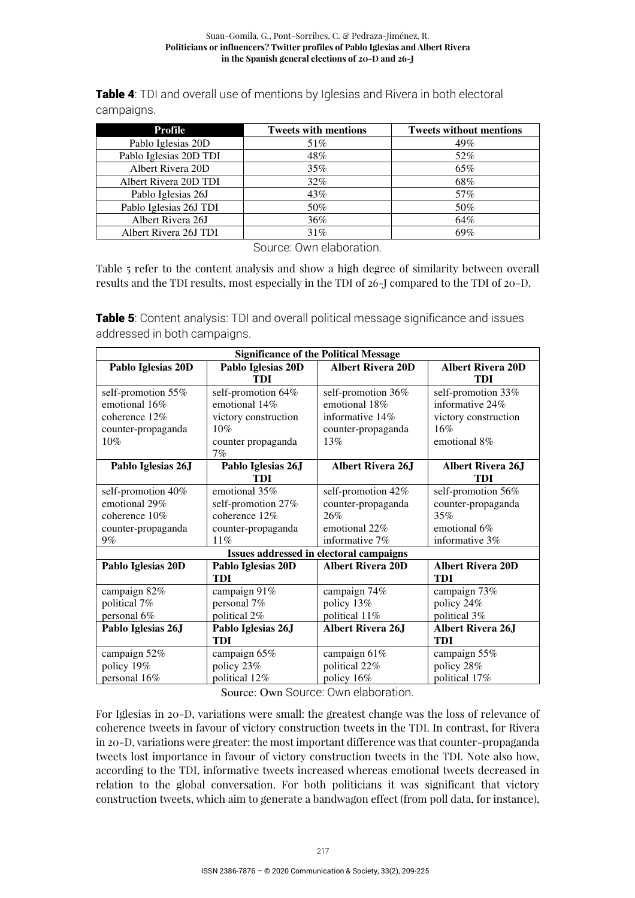**Table 4**: TDI and overall use of mentions by Iglesias and Rivera in both electoral campaigns.

| Profile | Tweets with mentions | Tweets without mentions |
|---|---|---|
| Pablo Iglesias 20D | 51% | 49% |
| Pablo Iglesias 20D TDI | 48% | 52% |
| Albert Rivera 20D | 35% | 65% |
| Albert Rivera 20D TDI | 32% | 68% |
| Pablo Iglesias 26J | 43% | 57% |
| Pablo Iglesias 26J TDI | 50% | 50% |
| Albert Rivera 26J | 36% | 64% |
| Albert Rivera 26J TDI | 31% | 69% |

Source: Own elaboration.

Table 5 refer to the content analysis and show a high degree of similarity between overall results and the TDI results, most especially in the TDI of 26-J compared to the TDI of 20-D.

**Table 5**: Content analysis: TDI and overall political message significance and issues addressed in both campaigns.

| Significance of the Political Message | | | |
|---|---|---|---|
| **Pablo Iglesias 20D** | **Pablo Iglesias 20D TDI** | **Albert Rivera 20D** | **Albert Rivera 20D TDI** |
| self-promotion 55%<br>emotional 16%<br>coherence 12%<br>counter-propaganda 10% | self-promotion 64%<br>emotional 14%<br>victory construction 10%<br>counter propaganda 7% | self-promotion 36%<br>emotional 18%<br>informative 14%<br>counter-propaganda 13% | self-promotion 33%<br>informative 24%<br>victory construction 16%<br>emotional 8% |
| **Pablo Iglesias 26J** | **Pablo Iglesias 26J TDI** | **Albert Rivera 26J** | **Albert Rivera 26J TDI** |
| self-promotion 40%<br>emotional 29%<br>coherence 10%<br>counter-propaganda 9% | emotional 35%<br>self-promotion 27%<br>coherence 12%<br>counter-propaganda 11% | self-promotion 42%<br>counter-propaganda 26%<br>emotional 22%<br>informative 7% | self-promotion 56%<br>counter-propaganda 35%<br>emotional 6%<br>informative 3% |
| **Issues addressed in electoral campaigns** | | | |
| **Pablo Iglesias 20D** | **Pablo Iglesias 20D TDI** | **Albert Rivera 20D** | **Albert Rivera 20D TDI** |
| campaign 82%<br>political 7%<br>personal 6% | campaign 91%<br>personal 7%<br>political 2% | campaign 74%<br>policy 13%<br>political 11% | campaign 73%<br>policy 24%<br>political 3% |
| **Pablo Iglesias 26J** | **Pablo Iglesias 26J TDI** | **Albert Rivera 26J** | **Albert Rivera 26J TDI** |
| campaign 52%<br>policy 19%<br>personal 16% | campaign 65%<br>policy 23%<br>political 12% | campaign 61%<br>political 22%<br>policy 16% | campaign 55%<br>policy 28%<br>political 17% |

Source: Own Source: Own elaboration.

For Iglesias in 20-D, variations were small: the greatest change was the loss of relevance of coherence tweets in favour of victory construction tweets in the TDI. In contrast, for Rivera in 20-D, variations were greater: the most important difference was that counter-propaganda tweets lost importance in favour of victory construction tweets in the TDI. Note also how, according to the TDI, informative tweets increased whereas emotional tweets decreased in relation to the global conversation. For both politicians it was significant that victory construction tweets, which aim to generate a bandwagon effect (from poll data, for instance),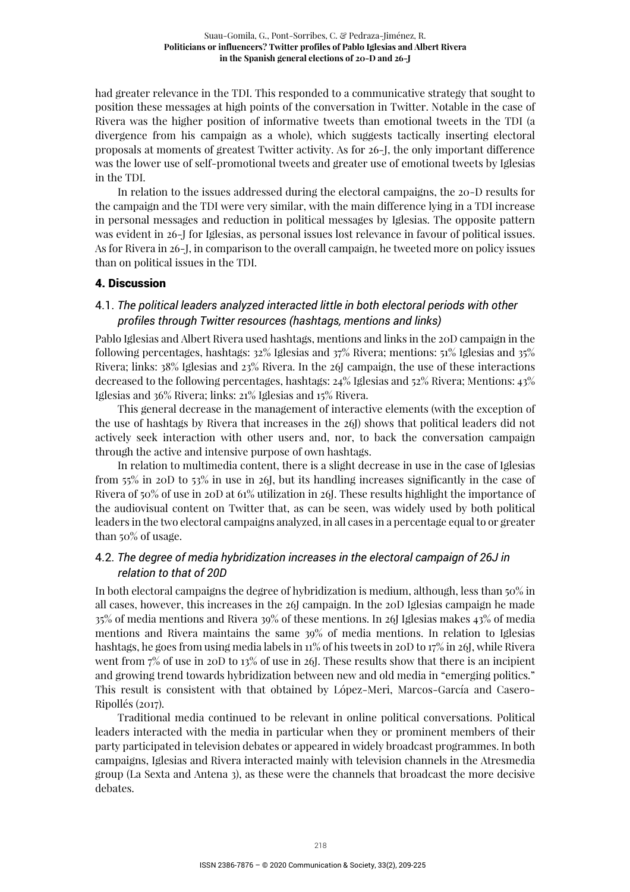had greater relevance in the TDI. This responded to a communicative strategy that sought to position these messages at high points of the conversation in Twitter. Notable in the case of Rivera was the higher position of informative tweets than emotional tweets in the TDI (a divergence from his campaign as a whole), which suggests tactically inserting electoral proposals at moments of greatest Twitter activity. As for 26-J, the only important difference was the lower use of self-promotional tweets and greater use of emotional tweets by Iglesias in the TDI.

In relation to the issues addressed during the electoral campaigns, the 20-D results for the campaign and the TDI were very similar, with the main difference lying in a TDI increase in personal messages and reduction in political messages by Iglesias. The opposite pattern was evident in 26-J for Iglesias, as personal issues lost relevance in favour of political issues. As for Rivera in 26-J, in comparison to the overall campaign, he tweeted more on policy issues than on political issues in the TDI.

## 4. Discussion

### 4.1. *The political leaders analyzed interacted little in both electoral periods with other profiles through Twitter resources (hashtags, mentions and links)*

Pablo Iglesias and Albert Rivera used hashtags, mentions and links in the 20D campaign in the following percentages, hashtags: 32% Iglesias and 37% Rivera; mentions: 51% Iglesias and 35% Rivera; links: 38% Iglesias and 23% Rivera. In the 26J campaign, the use of these interactions decreased to the following percentages, hashtags: 24% Iglesias and 52% Rivera; Mentions: 43% Iglesias and 36% Rivera; links: 21% Iglesias and 15% Rivera.

This general decrease in the management of interactive elements (with the exception of the use of hashtags by Rivera that increases in the 26J) shows that political leaders did not actively seek interaction with other users and, nor, to back the conversation campaign through the active and intensive purpose of own hashtags.

In relation to multimedia content, there is a slight decrease in use in the case of Iglesias from 55% in 20D to 53% in use in 26J, but its handling increases significantly in the case of Rivera of 50% of use in 20D at 61% utilization in 26J. These results highlight the importance of the audiovisual content on Twitter that, as can be seen, was widely used by both political leaders in the two electoral campaigns analyzed, in all cases in a percentage equal to or greater than 50% of usage.

### 4.2. *The degree of media hybridization increases in the electoral campaign of 26J in relation to that of 20D*

In both electoral campaigns the degree of hybridization is medium, although, less than 50% in all cases, however, this increases in the 26J campaign. In the 20D Iglesias campaign he made 35% of media mentions and Rivera 39% of these mentions. In 26J Iglesias makes 43% of media mentions and Rivera maintains the same 39% of media mentions. In relation to Iglesias hashtags, he goes from using media labels in 11% of his tweets in 20D to 17% in 26J, while Rivera went from 7% of use in 20D to 13% of use in 26J. These results show that there is an incipient and growing trend towards hybridization between new and old media in "emerging politics." This result is consistent with that obtained by López-Meri, Marcos-García and Casero-Ripollés (2017).

Traditional media continued to be relevant in online political conversations. Political leaders interacted with the media in particular when they or prominent members of their party participated in television debates or appeared in widely broadcast programmes. In both campaigns, Iglesias and Rivera interacted mainly with television channels in the Atresmedia group (La Sexta and Antena 3), as these were the channels that broadcast the more decisive debates.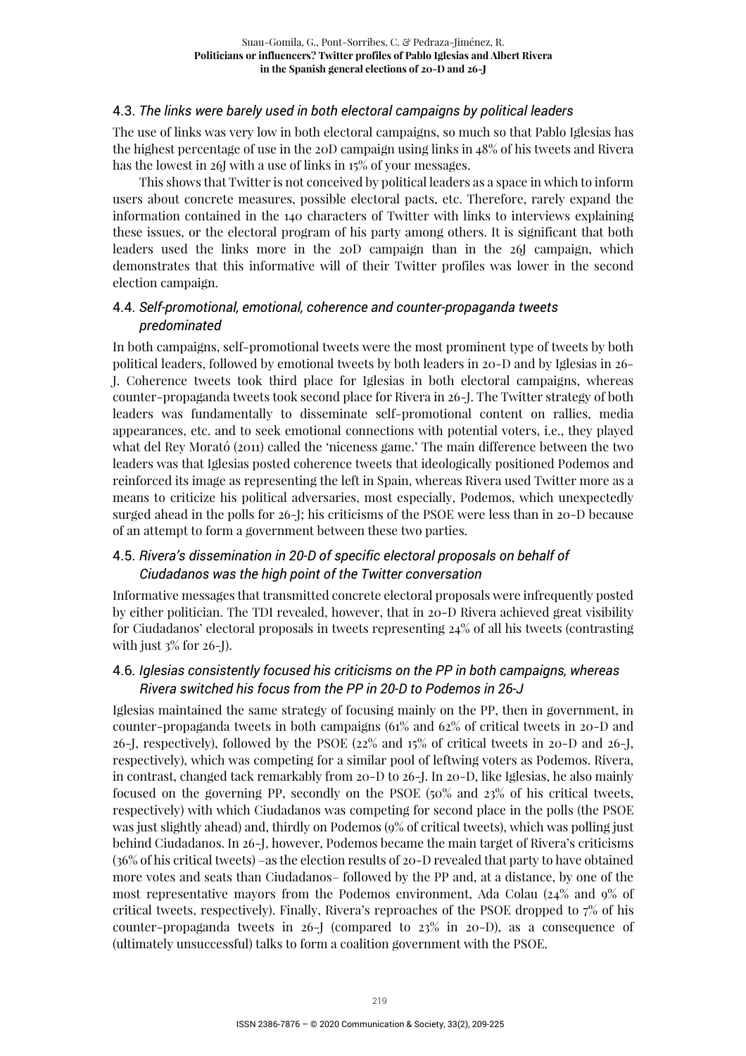### 4.3. *The links were barely used in both electoral campaigns by political leaders*

The use of links was very low in both electoral campaigns, so much so that Pablo Iglesias has the highest percentage of use in the 20D campaign using links in 48% of his tweets and Rivera has the lowest in 26J with a use of links in 15% of your messages.

This shows that Twitter is not conceived by political leaders as a space in which to inform users about concrete measures, possible electoral pacts, etc. Therefore, rarely expand the information contained in the 140 characters of Twitter with links to interviews explaining these issues, or the electoral program of his party among others. It is significant that both leaders used the links more in the 20D campaign than in the 26J campaign, which demonstrates that this informative will of their Twitter profiles was lower in the second election campaign.

### 4.4. *Self-promotional, emotional, coherence and counter-propaganda tweets predominated*

In both campaigns, self-promotional tweets were the most prominent type of tweets by both political leaders, followed by emotional tweets by both leaders in 20-D and by Iglesias in 26-J. Coherence tweets took third place for Iglesias in both electoral campaigns, whereas counter-propaganda tweets took second place for Rivera in 26-J. The Twitter strategy of both leaders was fundamentally to disseminate self-promotional content on rallies, media appearances, etc. and to seek emotional connections with potential voters, i.e., they played what del Rey Morató (2011) called the 'niceness game.' The main difference between the two leaders was that Iglesias posted coherence tweets that ideologically positioned Podemos and reinforced its image as representing the left in Spain, whereas Rivera used Twitter more as a means to criticize his political adversaries, most especially, Podemos, which unexpectedly surged ahead in the polls for 26-J; his criticisms of the PSOE were less than in 20-D because of an attempt to form a government between these two parties.

### 4.5. *Rivera's dissemination in 20-D of specific electoral proposals on behalf of Ciudadanos was the high point of the Twitter conversation*

Informative messages that transmitted concrete electoral proposals were infrequently posted by either politician. The TDI revealed, however, that in 20-D Rivera achieved great visibility for Ciudadanos' electoral proposals in tweets representing 24% of all his tweets (contrasting with just 3% for 26-J).

### 4.6. *Iglesias consistently focused his criticisms on the PP in both campaigns, whereas Rivera switched his focus from the PP in 20-D to Podemos in 26-J*

Iglesias maintained the same strategy of focusing mainly on the PP, then in government, in counter-propaganda tweets in both campaigns (61% and 62% of critical tweets in 20-D and 26-J, respectively), followed by the PSOE (22% and 15% of critical tweets in 20-D and 26-J, respectively), which was competing for a similar pool of leftwing voters as Podemos. Rivera, in contrast, changed tack remarkably from 20-D to 26-J. In 20-D, like Iglesias, he also mainly focused on the governing PP, secondly on the PSOE (50% and 23% of his critical tweets, respectively) with which Ciudadanos was competing for second place in the polls (the PSOE was just slightly ahead) and, thirdly on Podemos (9% of critical tweets), which was polling just behind Ciudadanos. In 26-J, however, Podemos became the main target of Rivera's criticisms (36% of his critical tweets) –as the election results of 20-D revealed that party to have obtained more votes and seats than Ciudadanos– followed by the PP and, at a distance, by one of the most representative mayors from the Podemos environment, Ada Colau (24% and 9% of critical tweets, respectively). Finally, Rivera's reproaches of the PSOE dropped to 7% of his counter-propaganda tweets in 26-J (compared to 23% in 20-D), as a consequence of (ultimately unsuccessful) talks to form a coalition government with the PSOE.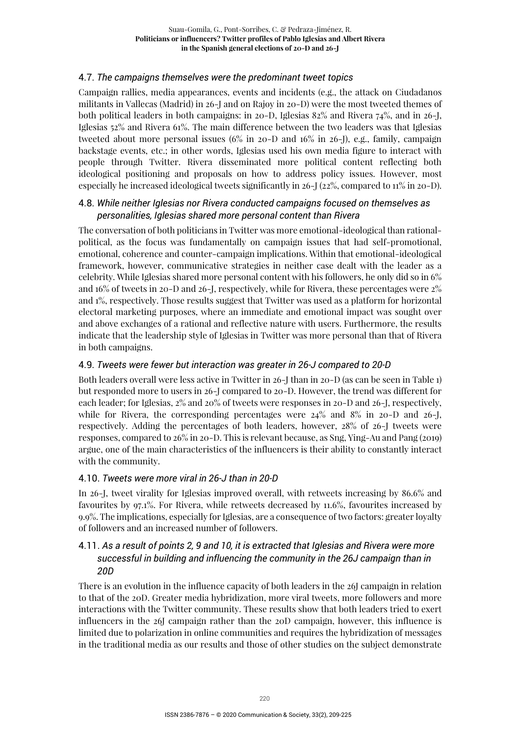### 4.7. *The campaigns themselves were the predominant tweet topics*

Campaign rallies, media appearances, events and incidents (e.g., the attack on Ciudadanos militants in Vallecas (Madrid) in 26-J and on Rajoy in 20-D) were the most tweeted themes of both political leaders in both campaigns: in 20-D, Iglesias 82% and Rivera 74%, and in 26-J, Iglesias 52% and Rivera 61%. The main difference between the two leaders was that Iglesias tweeted about more personal issues (6% in 20-D and 16% in 26-J), e.g., family, campaign backstage events, etc.; in other words, Iglesias used his own media figure to interact with people through Twitter. Rivera disseminated more political content reflecting both ideological positioning and proposals on how to address policy issues. However, most especially he increased ideological tweets significantly in 26-J (22%, compared to 11% in 20-D).

### 4.8. *While neither Iglesias nor Rivera conducted campaigns focused on themselves as personalities, Iglesias shared more personal content than Rivera*

The conversation of both politicians in Twitter was more emotional-ideological than rational-political, as the focus was fundamentally on campaign issues that had self-promotional, emotional, coherence and counter-campaign implications. Within that emotional-ideological framework, however, communicative strategies in neither case dealt with the leader as a celebrity. While Iglesias shared more personal content with his followers, he only did so in 6% and 16% of tweets in 20-D and 26-J, respectively, while for Rivera, these percentages were 2% and 1%, respectively. Those results suggest that Twitter was used as a platform for horizontal electoral marketing purposes, where an immediate and emotional impact was sought over and above exchanges of a rational and reflective nature with users. Furthermore, the results indicate that the leadership style of Iglesias in Twitter was more personal than that of Rivera in both campaigns.

### 4.9. *Tweets were fewer but interaction was greater in 26-J compared to 20-D*

Both leaders overall were less active in Twitter in 26-J than in 20-D (as can be seen in Table 1) but responded more to users in 26-J compared to 20-D. However, the trend was different for each leader; for Iglesias, 2% and 20% of tweets were responses in 20-D and 26-J, respectively, while for Rivera, the corresponding percentages were 24% and 8% in 20-D and 26-J, respectively. Adding the percentages of both leaders, however, 28% of 26-J tweets were responses, compared to 26% in 20-D. This is relevant because, as Sng, Ying-Au and Pang (2019) argue, one of the main characteristics of the influencers is their ability to constantly interact with the community.

### 4.10. *Tweets were more viral in 26-J than in 20-D*

In 26-J, tweet virality for Iglesias improved overall, with retweets increasing by 86.6% and favourites by 97.1%. For Rivera, while retweets decreased by 11.6%, favourites increased by 9.9%. The implications, especially for Iglesias, are a consequence of two factors: greater loyalty of followers and an increased number of followers.

### 4.11. *As a result of points 2, 9 and 10, it is extracted that Iglesias and Rivera were more successful in building and influencing the community in the 26J campaign than in 20D*

There is an evolution in the influence capacity of both leaders in the 26J campaign in relation to that of the 20D. Greater media hybridization, more viral tweets, more followers and more interactions with the Twitter community. These results show that both leaders tried to exert influencers in the 26J campaign rather than the 20D campaign, however, this influence is limited due to polarization in online communities and requires the hybridization of messages in the traditional media as our results and those of other studies on the subject demonstrate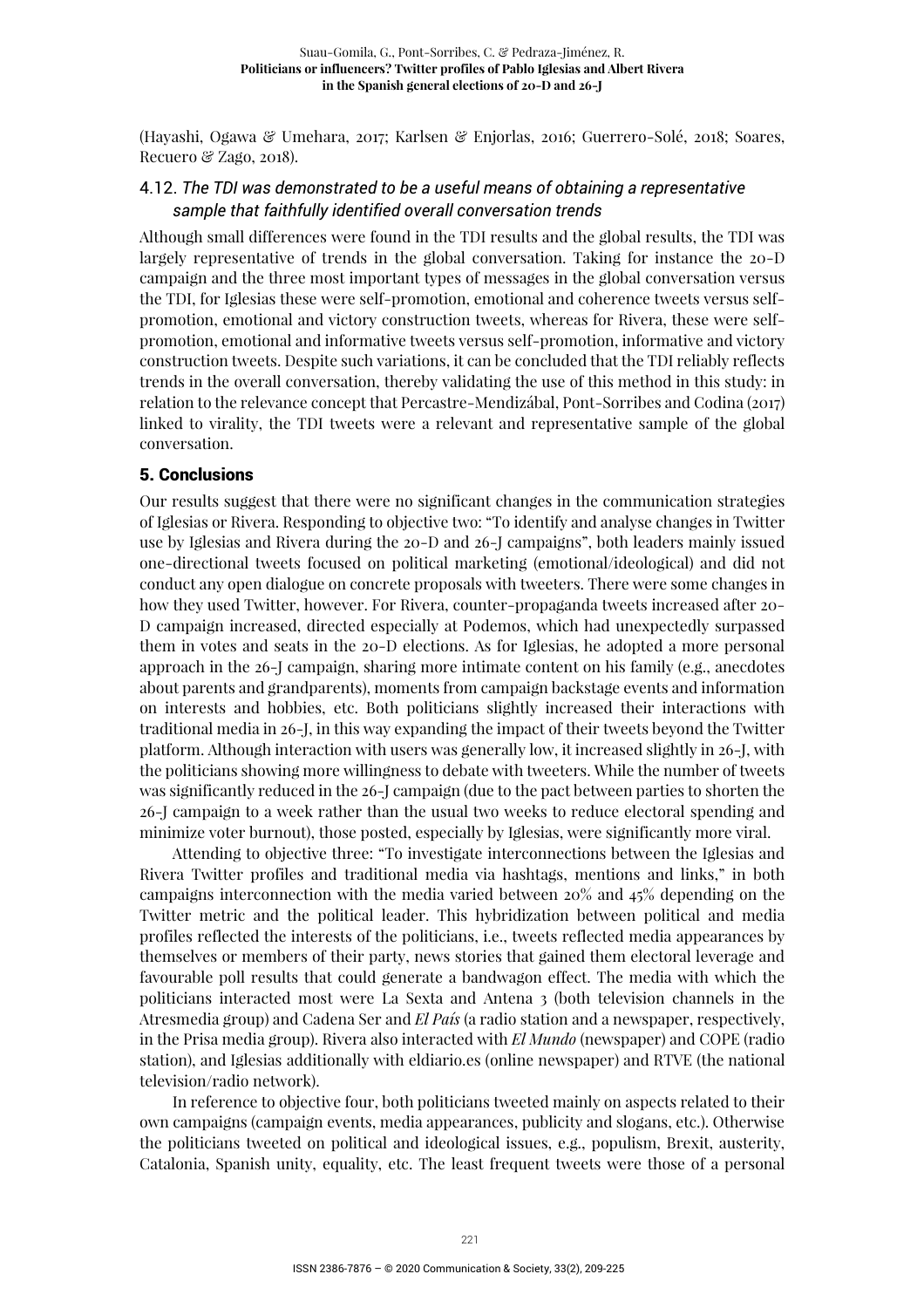(Hayashi, Ogawa & Umehara, 2017; Karlsen & Enjorlas, 2016; Guerrero-Solé, 2018; Soares, Recuero & Zago, 2018).

### 4.12. *The TDI was demonstrated to be a useful means of obtaining a representative sample that faithfully identified overall conversation trends*

Although small differences were found in the TDI results and the global results, the TDI was largely representative of trends in the global conversation. Taking for instance the 20-D campaign and the three most important types of messages in the global conversation versus the TDI, for Iglesias these were self-promotion, emotional and coherence tweets versus self-promotion, emotional and victory construction tweets, whereas for Rivera, these were self-promotion, emotional and informative tweets versus self-promotion, informative and victory construction tweets. Despite such variations, it can be concluded that the TDI reliably reflects trends in the overall conversation, thereby validating the use of this method in this study: in relation to the relevance concept that Percastre-Mendizábal, Pont-Sorribes and Codina (2017) linked to virality, the TDI tweets were a relevant and representative sample of the global conversation.

## 5. Conclusions

Our results suggest that there were no significant changes in the communication strategies of Iglesias or Rivera. Responding to objective two: "To identify and analyse changes in Twitter use by Iglesias and Rivera during the 20-D and 26-J campaigns", both leaders mainly issued one-directional tweets focused on political marketing (emotional/ideological) and did not conduct any open dialogue on concrete proposals with tweeters. There were some changes in how they used Twitter, however. For Rivera, counter-propaganda tweets increased after 20-D campaign increased, directed especially at Podemos, which had unexpectedly surpassed them in votes and seats in the 20-D elections. As for Iglesias, he adopted a more personal approach in the 26-J campaign, sharing more intimate content on his family (e.g., anecdotes about parents and grandparents), moments from campaign backstage events and information on interests and hobbies, etc. Both politicians slightly increased their interactions with traditional media in 26-J, in this way expanding the impact of their tweets beyond the Twitter platform. Although interaction with users was generally low, it increased slightly in 26-J, with the politicians showing more willingness to debate with tweeters. While the number of tweets was significantly reduced in the 26-J campaign (due to the pact between parties to shorten the 26-J campaign to a week rather than the usual two weeks to reduce electoral spending and minimize voter burnout), those posted, especially by Iglesias, were significantly more viral.

Attending to objective three: "To investigate interconnections between the Iglesias and Rivera Twitter profiles and traditional media via hashtags, mentions and links," in both campaigns interconnection with the media varied between 20% and 45% depending on the Twitter metric and the political leader. This hybridization between political and media profiles reflected the interests of the politicians, i.e., tweets reflected media appearances by themselves or members of their party, news stories that gained them electoral leverage and favourable poll results that could generate a bandwagon effect. The media with which the politicians interacted most were La Sexta and Antena 3 (both television channels in the Atresmedia group) and Cadena Ser and *El País* (a radio station and a newspaper, respectively, in the Prisa media group). Rivera also interacted with *El Mundo* (newspaper) and COPE (radio station), and Iglesias additionally with eldiario.es (online newspaper) and RTVE (the national television/radio network).

In reference to objective four, both politicians tweeted mainly on aspects related to their own campaigns (campaign events, media appearances, publicity and slogans, etc.). Otherwise the politicians tweeted on political and ideological issues, e.g., populism, Brexit, austerity, Catalonia, Spanish unity, equality, etc. The least frequent tweets were those of a personal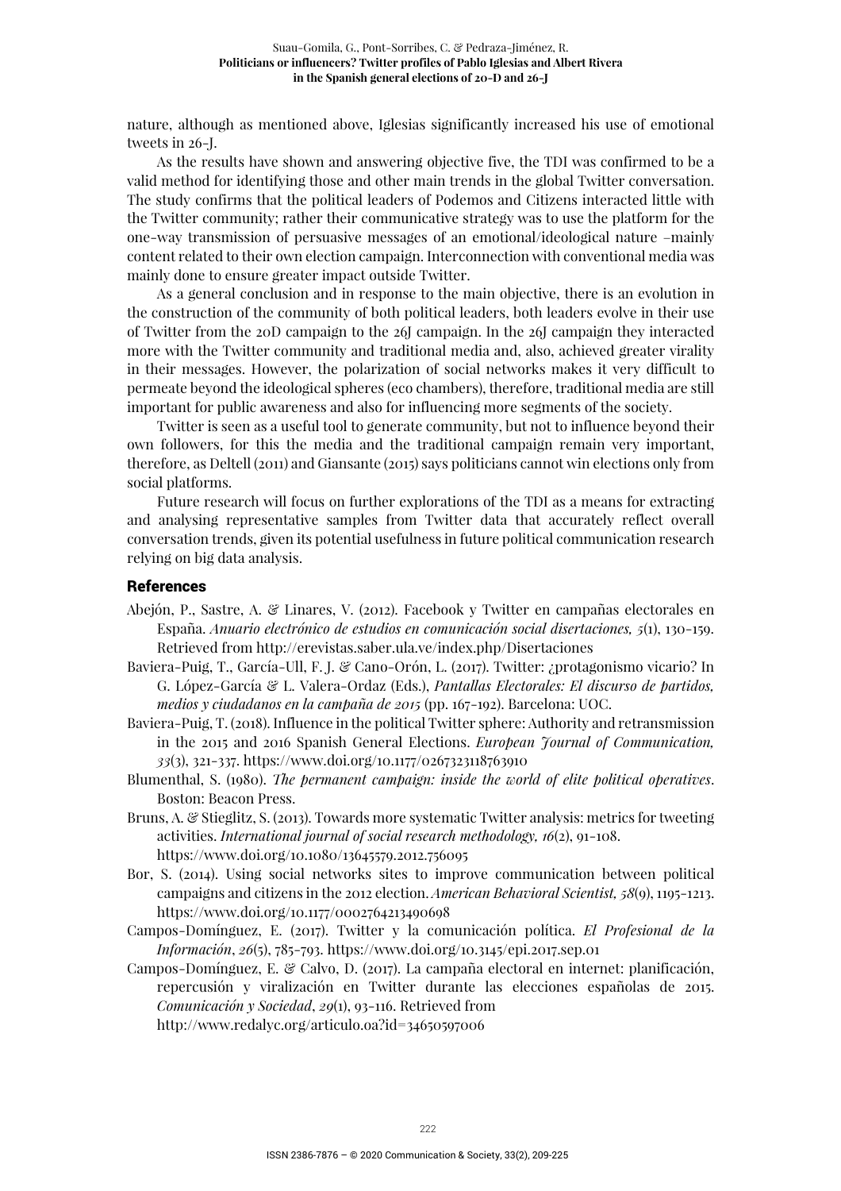nature, although as mentioned above, Iglesias significantly increased his use of emotional tweets in 26-J.

As the results have shown and answering objective five, the TDI was confirmed to be a valid method for identifying those and other main trends in the global Twitter conversation. The study confirms that the political leaders of Podemos and Citizens interacted little with the Twitter community; rather their communicative strategy was to use the platform for the one-way transmission of persuasive messages of an emotional/ideological nature –mainly content related to their own election campaign. Interconnection with conventional media was mainly done to ensure greater impact outside Twitter.

As a general conclusion and in response to the main objective, there is an evolution in the construction of the community of both political leaders, both leaders evolve in their use of Twitter from the 20D campaign to the 26J campaign. In the 26J campaign they interacted more with the Twitter community and traditional media and, also, achieved greater virality in their messages. However, the polarization of social networks makes it very difficult to permeate beyond the ideological spheres (eco chambers), therefore, traditional media are still important for public awareness and also for influencing more segments of the society.

Twitter is seen as a useful tool to generate community, but not to influence beyond their own followers, for this the media and the traditional campaign remain very important, therefore, as Deltell (2011) and Giansante (2015) says politicians cannot win elections only from social platforms.

Future research will focus on further explorations of the TDI as a means for extracting and analysing representative samples from Twitter data that accurately reflect overall conversation trends, given its potential usefulness in future political communication research relying on big data analysis.

## References

Abejón, P., Sastre, A. & Linares, V. (2012). Facebook y Twitter en campañas electorales en España. *Anuario electrónico de estudios en comunicación social disertaciones, 5*(1), 130-159. Retrieved from http://erevistas.saber.ula.ve/index.php/Disertaciones

Baviera-Puig, T., García-Ull, F. J. & Cano-Orón, L. (2017). Twitter: ¿protagonismo vicario? In G. López-García & L. Valera-Ordaz (Eds.), *Pantallas Electorales: El discurso de partidos, medios y ciudadanos en la campaña de 2015* (pp. 167-192). Barcelona: UOC.

Baviera-Puig, T. (2018). Influence in the political Twitter sphere: Authority and retransmission in the 2015 and 2016 Spanish General Elections. *European Journal of Communication, 33*(3), 321-337. https://www.doi.org/10.1177/0267323118763910

Blumenthal, S. (1980). *The permanent campaign: inside the world of elite political operatives*. Boston: Beacon Press.

Bruns, A. & Stieglitz, S. (2013). Towards more systematic Twitter analysis: metrics for tweeting activities. *International journal of social research methodology, 16*(2), 91-108. https://www.doi.org/10.1080/13645579.2012.756095

Bor, S. (2014). Using social networks sites to improve communication between political campaigns and citizens in the 2012 election. *American Behavioral Scientist, 58*(9), 1195-1213. https://www.doi.org/10.1177/0002764213490698

Campos-Domínguez, E. (2017). Twitter y la comunicación política. *El Profesional de la Información*, *26*(5), 785-793. https://www.doi.org/10.3145/epi.2017.sep.01

Campos-Domínguez, E. & Calvo, D. (2017). La campaña electoral en internet: planificación, repercusión y viralización en Twitter durante las elecciones españolas de 2015. *Comunicación y Sociedad*, *29*(1), 93-116. Retrieved from http://www.redalyc.org/articulo.oa?id=34650597006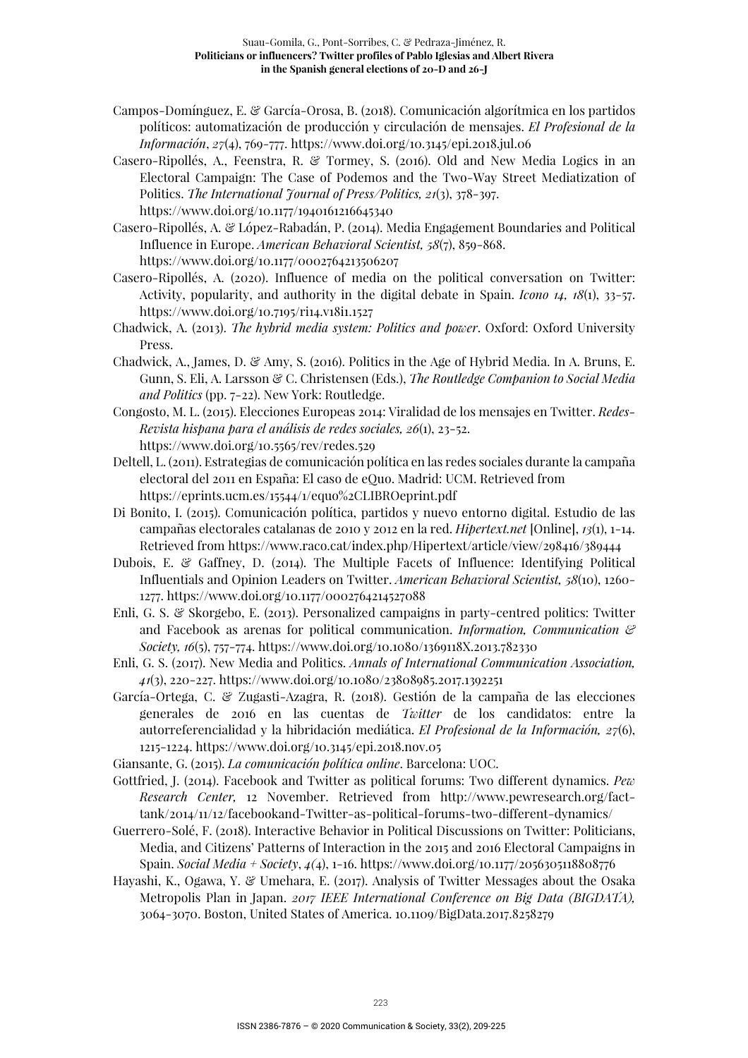Campos-Domínguez, E. & García-Orosa, B. (2018). Comunicación algorítmica en los partidos políticos: automatización de producción y circulación de mensajes. *El Profesional de la Información*, *27*(4), 769-777. https://www.doi.org/10.3145/epi.2018.jul.06

Casero-Ripollés, A., Feenstra, R. & Tormey, S. (2016). Old and New Media Logics in an Electoral Campaign: The Case of Podemos and the Two-Way Street Mediatization of Politics. *The International Journal of Press/Politics, 21*(3), 378-397. https://www.doi.org/10.1177/1940161216645340

Casero-Ripollés, A. & López-Rabadán, P. (2014). Media Engagement Boundaries and Political Influence in Europe. *American Behavioral Scientist, 58*(7), 859-868. https://www.doi.org/10.1177/0002764213506207

Casero-Ripollés, A. (2020). Influence of media on the political conversation on Twitter: Activity, popularity, and authority in the digital debate in Spain. *Icono 14, 18*(1), 33-57. https://www.doi.org/10.7195/ri14.v18i1.1527

Chadwick, A. (2013). *The hybrid media system: Politics and power*. Oxford: Oxford University Press.

Chadwick, A., James, D. & Amy, S. (2016). Politics in the Age of Hybrid Media. In A. Bruns, E. Gunn, S. Eli, A. Larsson & C. Christensen (Eds.), *The Routledge Companion to Social Media and Politics* (pp. 7-22). New York: Routledge.

Congosto, M. L. (2015). Elecciones Europeas 2014: Viralidad de los mensajes en Twitter. *Redes-Revista hispana para el análisis de redes sociales, 26*(1), 23-52. https://www.doi.org/10.5565/rev/redes.529

Deltell, L. (2011). Estrategias de comunicación política en las redes sociales durante la campaña electoral del 2011 en España: El caso de eQuo. Madrid: UCM. Retrieved from https://eprints.ucm.es/15544/1/equo%2CLIBROeprint.pdf

Di Bonito, I. (2015). Comunicación política, partidos y nuevo entorno digital. Estudio de las campañas electorales catalanas de 2010 y 2012 en la red. *Hipertext.net* [Online], *13*(1), 1-14. Retrieved from https://www.raco.cat/index.php/Hipertext/article/view/298416/389444

Dubois, E. & Gaffney, D. (2014). The Multiple Facets of Influence: Identifying Political Influentials and Opinion Leaders on Twitter. *American Behavioral Scientist, 58*(10), 1260-1277. https://www.doi.org/10.1177/0002764214527088

Enli, G. S. & Skorgebo, E. (2013). Personalized campaigns in party-centred politics: Twitter and Facebook as arenas for political communication. *Information, Communication & Society, 16*(5), 757-774. https://www.doi.org/10.1080/1369118X.2013.782330

Enli, G. S. (2017). New Media and Politics. *Annals of International Communication Association, 41*(3), 220-227. https://www.doi.org/10.1080/23808985.2017.1392251

García-Ortega, C. & Zugasti-Azagra, R. (2018). Gestión de la campaña de las elecciones generales de 2016 en las cuentas de *Twitter* de los candidatos: entre la autorreferencialidad y la hibridación mediática. *El Profesional de la Información, 27*(6), 1215-1224. https://www.doi.org/10.3145/epi.2018.nov.05

Giansante, G. (2015). *La comunicación política online*. Barcelona: UOC.

Gottfried, J. (2014). Facebook and Twitter as political forums: Two different dynamics. *Pew Research Center,* 12 November. Retrieved from http://www.pewresearch.org/fact-tank/2014/11/12/facebookand-Twitter-as-political-forums-two-different-dynamics/

Guerrero-Solé, F. (2018). Interactive Behavior in Political Discussions on Twitter: Politicians, Media, and Citizens' Patterns of Interaction in the 2015 and 2016 Electoral Campaigns in Spain. *Social Media + Society*, *4(*4), 1-16. https://www.doi.org/10.1177/2056305118808776

Hayashi, K., Ogawa, Y. & Umehara, E. (2017). Analysis of Twitter Messages about the Osaka Metropolis Plan in Japan. *2017 IEEE International Conference on Big Data (BIGDATA),* 3064-3070. Boston, United States of America. 10.1109/BigData.2017.8258279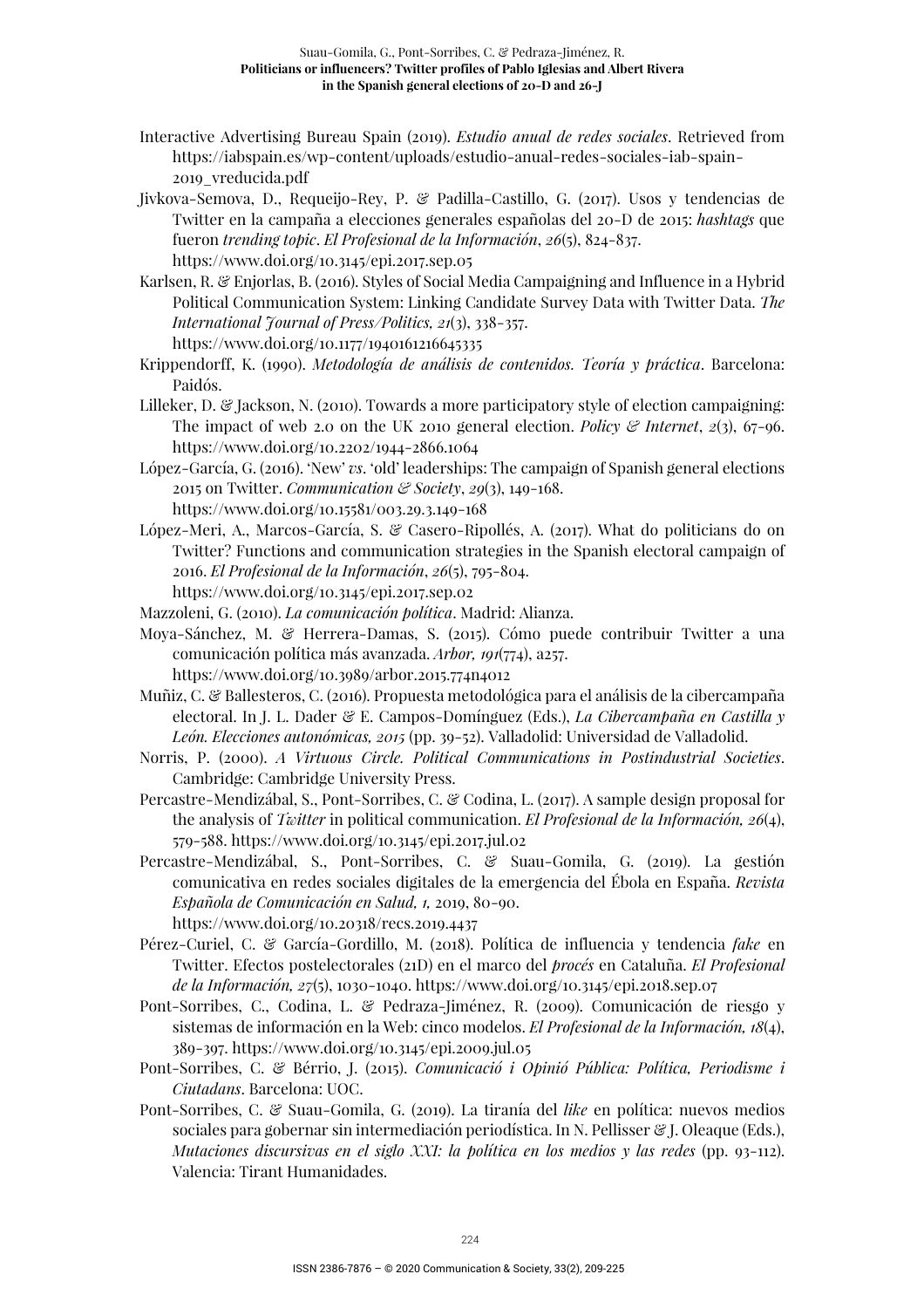Interactive Advertising Bureau Spain (2019). *Estudio anual de redes sociales*. Retrieved from https://iabspain.es/wp-content/uploads/estudio-anual-redes-sociales-iab-spain-2019_vreducida.pdf

Jivkova-Semova, D., Requeijo-Rey, P. & Padilla-Castillo, G. (2017). Usos y tendencias de Twitter en la campaña a elecciones generales españolas del 20-D de 2015: *hashtags* que fueron *trending topic*. *El Profesional de la Información*, *26*(5), 824-837. https://www.doi.org/10.3145/epi.2017.sep.05

Karlsen, R. & Enjorlas, B. (2016). Styles of Social Media Campaigning and Influence in a Hybrid Political Communication System: Linking Candidate Survey Data with Twitter Data. *The International Journal of Press/Politics, 21*(3), 338-357. https://www.doi.org/10.1177/1940161216645335

Krippendorff, K. (1990). *Metodología de análisis de contenidos. Teoría y práctica*. Barcelona: Paidós.

Lilleker, D. & Jackson, N. (2010). Towards a more participatory style of election campaigning: The impact of web 2.0 on the UK 2010 general election. *Policy & Internet*, *2*(3), 67-96. https://www.doi.org/10.2202/1944-2866.1064

López-García, G. (2016). 'New' *vs*. 'old' leaderships: The campaign of Spanish general elections 2015 on Twitter. *Communication & Society*, *29*(3), 149-168. https://www.doi.org/10.15581/003.29.3.149-168

López-Meri, A., Marcos-García, S. & Casero-Ripollés, A. (2017). What do politicians do on Twitter? Functions and communication strategies in the Spanish electoral campaign of 2016. *El Profesional de la Información*, *26*(5), 795-804. https://www.doi.org/10.3145/epi.2017.sep.02

Mazzoleni, G. (2010). *La comunicación política*. Madrid: Alianza.

Moya-Sánchez, M. & Herrera-Damas, S. (2015). Cómo puede contribuir Twitter a una comunicación política más avanzada. *Arbor, 191*(774), a257. https://www.doi.org/10.3989/arbor.2015.774n4012

Muñiz, C. & Ballesteros, C. (2016). Propuesta metodológica para el análisis de la cibercampaña electoral. In J. L. Dader & E. Campos-Domínguez (Eds.), *La Cibercampaña en Castilla y León. Elecciones autonómicas, 2015* (pp. 39-52). Valladolid: Universidad de Valladolid.

Norris, P. (2000). *A Virtuous Circle. Political Communications in Postindustrial Societies*. Cambridge: Cambridge University Press.

Percastre-Mendizábal, S., Pont-Sorribes, C. & Codina, L. (2017). A sample design proposal for the analysis of *Twitter* in political communication. *El Profesional de la Información, 26*(4), 579-588. https://www.doi.org/10.3145/epi.2017.jul.02

Percastre-Mendizábal, S., Pont-Sorribes, C. & Suau-Gomila, G. (2019). La gestión comunicativa en redes sociales digitales de la emergencia del Ébola en España. *Revista Española de Comunicación en Salud, 1,* 2019, 80-90. https://www.doi.org/10.20318/recs.2019.4437

Pérez-Curiel, C. & García-Gordillo, M. (2018). Política de influencia y tendencia *fake* en Twitter. Efectos postelectorales (21D) en el marco del *procés* en Cataluña. *El Profesional de la Información, 27*(5), 1030-1040. https://www.doi.org/10.3145/epi.2018.sep.07

Pont-Sorribes, C., Codina, L. & Pedraza-Jiménez, R. (2009). Comunicación de riesgo y sistemas de información en la Web: cinco modelos. *El Profesional de la Información, 18*(4), 389-397. https://www.doi.org/10.3145/epi.2009.jul.05

Pont-Sorribes, C. & Bérrio, J. (2015). *Comunicació i Opinió Pública: Política, Periodisme i Ciutadans*. Barcelona: UOC.

Pont-Sorribes, C. & Suau-Gomila, G. (2019). La tiranía del *like* en política: nuevos medios sociales para gobernar sin intermediación periodística. In N. Pellisser & J. Oleaque (Eds.), *Mutaciones discursivas en el siglo XXI: la política en los medios y las redes* (pp. 93-112). Valencia: Tirant Humanidades.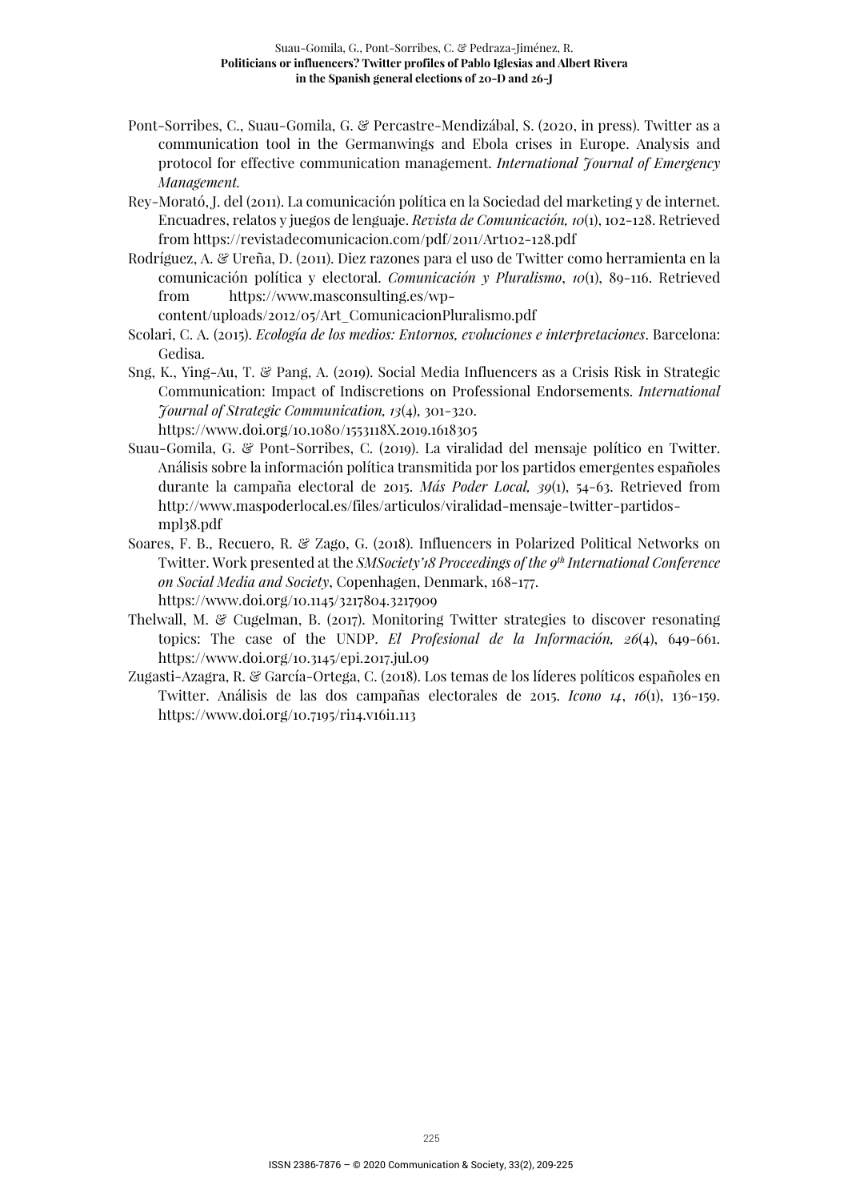Pont-Sorribes, C., Suau-Gomila, G. & Percastre-Mendizábal, S. (2020, in press). Twitter as a communication tool in the Germanwings and Ebola crises in Europe. Analysis and protocol for effective communication management. *International Journal of Emergency Management.*

Rey-Morató, J. del (2011). La comunicación política en la Sociedad del marketing y de internet. Encuadres, relatos y juegos de lenguaje. *Revista de Comunicación, 10*(1), 102-128. Retrieved from https://revistadecomunicacion.com/pdf/2011/Art102-128.pdf

Rodríguez, A. & Ureña, D. (2011). Diez razones para el uso de Twitter como herramienta en la comunicación política y electoral. *Comunicación y Pluralismo*, *10*(1), 89-116. Retrieved from https://www.masconsulting.es/wp-content/uploads/2012/05/Art_ComunicacionPluralismo.pdf

Scolari, C. A. (2015). *Ecología de los medios: Entornos, evoluciones e interpretaciones*. Barcelona: Gedisa.

Sng, K., Ying-Au, T. & Pang, A. (2019). Social Media Influencers as a Crisis Risk in Strategic Communication: Impact of Indiscretions on Professional Endorsements. *International Journal of Strategic Communication, 13*(4), 301-320. https://www.doi.org/10.1080/1553118X.2019.1618305

Suau-Gomila, G. & Pont-Sorribes, C. (2019). La viralidad del mensaje político en Twitter. Análisis sobre la información política transmitida por los partidos emergentes españoles durante la campaña electoral de 2015. *Más Poder Local, 39*(1), 54-63. Retrieved from http://www.maspoderlocal.es/files/articulos/viralidad-mensaje-twitter-partidos-mpl38.pdf

Soares, F. B., Recuero, R. & Zago, G. (2018). Influencers in Polarized Political Networks on Twitter. Work presented at the *SMSociety'18 Proceedings of the 9th International Conference on Social Media and Society*, Copenhagen, Denmark, 168-177. https://www.doi.org/10.1145/3217804.3217909

Thelwall, M. & Cugelman, B. (2017). Monitoring Twitter strategies to discover resonating topics: The case of the UNDP. *El Profesional de la Información, 26*(4), 649-661. https://www.doi.org/10.3145/epi.2017.jul.09

Zugasti-Azagra, R. & García-Ortega, C. (2018). Los temas de los líderes políticos españoles en Twitter. Análisis de las dos campañas electorales de 2015. *Icono 14*, *16*(1), 136-159. https://www.doi.org/10.7195/ri14.v16i1.113